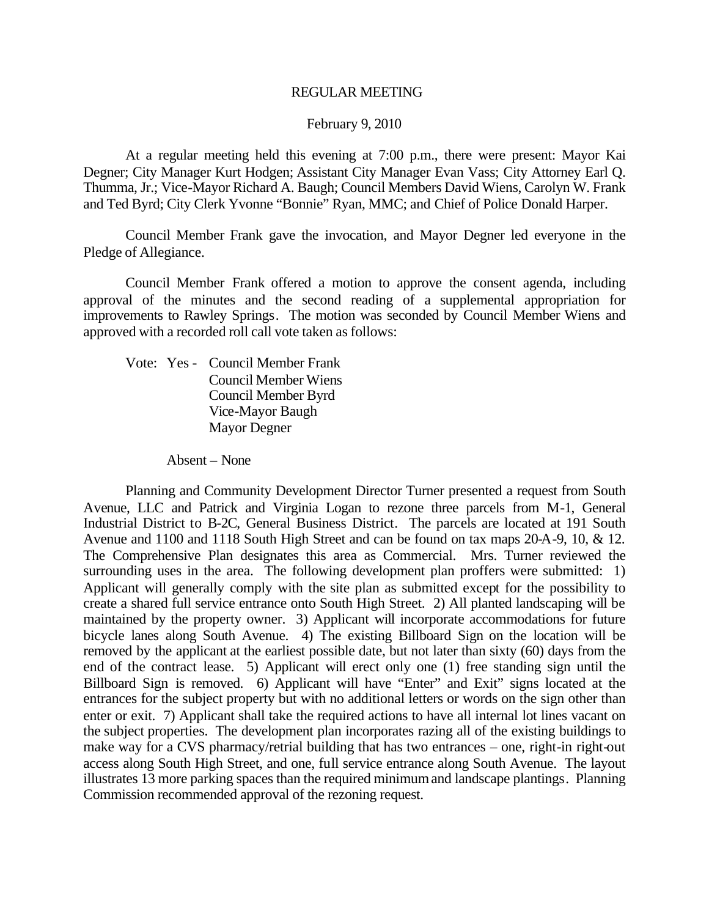# REGULAR MEETING

February 9, 2010

At a regular meeting held this evening at 7:00 p.m., there were present: Mayor Kai Degner; City Manager Kurt Hodgen; Assistant City Manager Evan Vass; City Attorney Earl Q. Thumma, Jr.; Vice-Mayor Richard A. Baugh; Council Members David Wiens, Carolyn W. Frank and Ted Byrd; City Clerk Yvonne "Bonnie" Ryan, MMC; and Chief of Police Donald Harper.

Council Member Frank gave the invocation, and Mayor Degner led everyone in the Pledge of Allegiance.

Council Member Frank offered a motion to approve the consent agenda, including approval of the minutes and the second reading of a supplemental appropriation for improvements to Rawley Springs. The motion was seconded by Council Member Wiens and approved with a recorded roll call vote taken as follows:

Vote: Yes - Council Member Frank
Council Member Wiens
Council Member Byrd
Vice-Mayor Baugh
Mayor Degner

Absent – None

Planning and Community Development Director Turner presented a request from South Avenue, LLC and Patrick and Virginia Logan to rezone three parcels from M-1, General Industrial District to B-2C, General Business District. The parcels are located at 191 South Avenue and 1100 and 1118 South High Street and can be found on tax maps 20-A-9, 10, & 12. The Comprehensive Plan designates this area as Commercial. Mrs. Turner reviewed the surrounding uses in the area. The following development plan proffers were submitted: 1) Applicant will generally comply with the site plan as submitted except for the possibility to create a shared full service entrance onto South High Street. 2) All planted landscaping will be maintained by the property owner. 3) Applicant will incorporate accommodations for future bicycle lanes along South Avenue. 4) The existing Billboard Sign on the location will be removed by the applicant at the earliest possible date, but not later than sixty (60) days from the end of the contract lease. 5) Applicant will erect only one (1) free standing sign until the Billboard Sign is removed. 6) Applicant will have "Enter" and Exit" signs located at the entrances for the subject property but with no additional letters or words on the sign other than enter or exit. 7) Applicant shall take the required actions to have all internal lot lines vacant on the subject properties. The development plan incorporates razing all of the existing buildings to make way for a CVS pharmacy/retrial building that has two entrances – one, right-in right-out access along South High Street, and one, full service entrance along South Avenue. The layout illustrates 13 more parking spaces than the required minimum and landscape plantings. Planning Commission recommended approval of the rezoning request.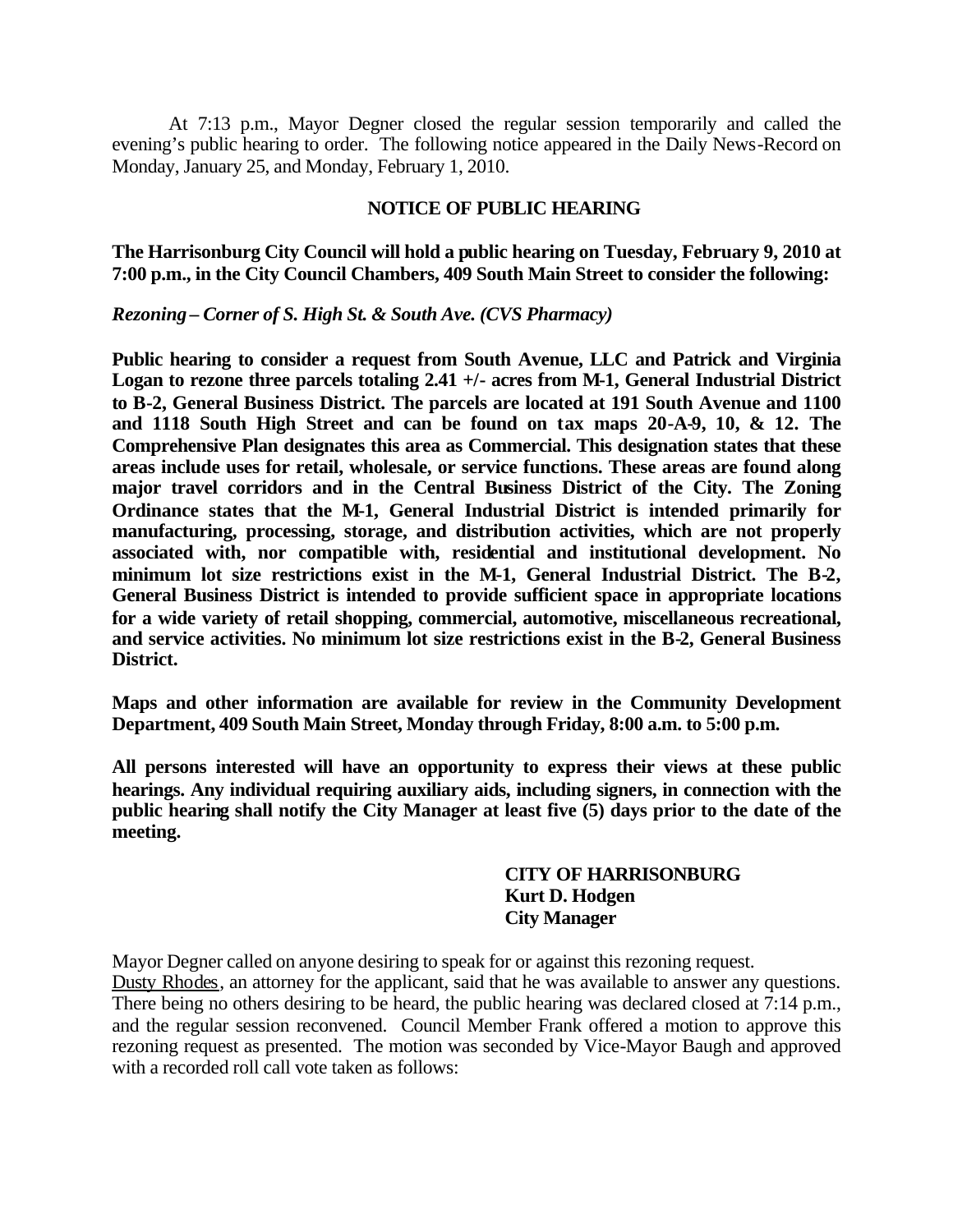At 7:13 p.m., Mayor Degner closed the regular session temporarily and called the evening's public hearing to order. The following notice appeared in the Daily News-Record on Monday, January 25, and Monday, February 1, 2010.

**NOTICE OF PUBLIC HEARING**

**The Harrisonburg City Council will hold a public hearing on Tuesday, February 9, 2010 at 7:00 p.m., in the City Council Chambers, 409 South Main Street to consider the following:**

***Rezoning – Corner of S. High St. & South Ave. (CVS Pharmacy)***

**Public hearing to consider a request from South Avenue, LLC and Patrick and Virginia Logan to rezone three parcels totaling 2.41 +/- acres from M-1, General Industrial District to B-2, General Business District. The parcels are located at 191 South Avenue and 1100 and 1118 South High Street and can be found on tax maps 20-A-9, 10, & 12. The Comprehensive Plan designates this area as Commercial. This designation states that these areas include uses for retail, wholesale, or service functions. These areas are found along major travel corridors and in the Central Business District of the City. The Zoning Ordinance states that the M-1, General Industrial District is intended primarily for manufacturing, processing, storage, and distribution activities, which are not properly associated with, nor compatible with, residential and institutional development. No minimum lot size restrictions exist in the M-1, General Industrial District. The B-2, General Business District is intended to provide sufficient space in appropriate locations for a wide variety of retail shopping, commercial, automotive, miscellaneous recreational, and service activities. No minimum lot size restrictions exist in the B-2, General Business District.**

**Maps and other information are available for review in the Community Development Department, 409 South Main Street, Monday through Friday, 8:00 a.m. to 5:00 p.m.**

**All persons interested will have an opportunity to express their views at these public hearings. Any individual requiring auxiliary aids, including signers, in connection with the public hearing shall notify the City Manager at least five (5) days prior to the date of the meeting.**

**CITY OF HARRISONBURG**
**Kurt D. Hodgen**
**City Manager**

Mayor Degner called on anyone desiring to speak for or against this rezoning request.
Dusty Rhodes, an attorney for the applicant, said that he was available to answer any questions. There being no others desiring to be heard, the public hearing was declared closed at 7:14 p.m., and the regular session reconvened. Council Member Frank offered a motion to approve this rezoning request as presented. The motion was seconded by Vice-Mayor Baugh and approved with a recorded roll call vote taken as follows: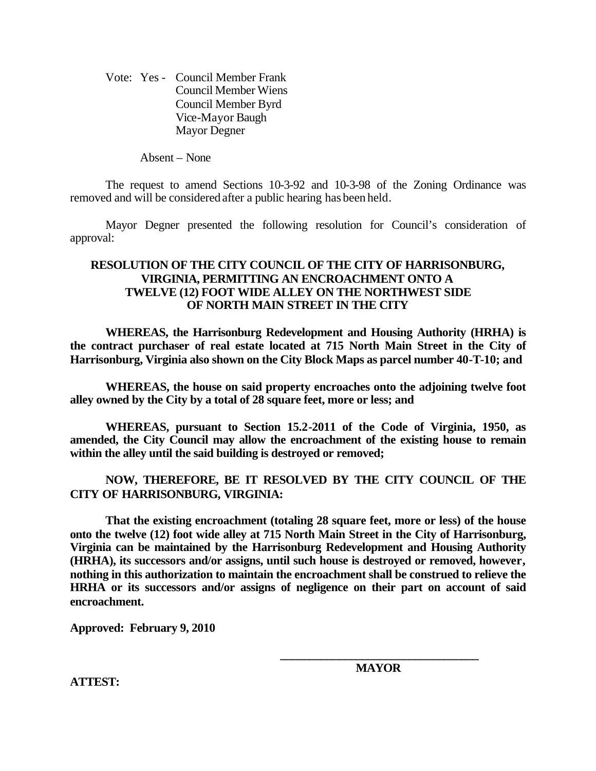Vote: Yes - Council Member Frank
Council Member Wiens
Council Member Byrd
Vice-Mayor Baugh
Mayor Degner

Absent – None

The request to amend Sections 10-3-92 and 10-3-98 of the Zoning Ordinance was removed and will be considered after a public hearing has been held.

Mayor Degner presented the following resolution for Council's consideration of approval:

**RESOLUTION OF THE CITY COUNCIL OF THE CITY OF HARRISONBURG, VIRGINIA, PERMITTING AN ENCROACHMENT ONTO A TWELVE (12) FOOT WIDE ALLEY ON THE NORTHWEST SIDE OF NORTH MAIN STREET IN THE CITY**

**WHEREAS, the Harrisonburg Redevelopment and Housing Authority (HRHA) is the contract purchaser of real estate located at 715 North Main Street in the City of Harrisonburg, Virginia also shown on the City Block Maps as parcel number 40-T-10; and**

**WHEREAS, the house on said property encroaches onto the adjoining twelve foot alley owned by the City by a total of 28 square feet, more or less; and**

**WHEREAS, pursuant to Section 15.2-2011 of the Code of Virginia, 1950, as amended, the City Council may allow the encroachment of the existing house to remain within the alley until the said building is destroyed or removed;**

**NOW, THEREFORE, BE IT RESOLVED BY THE CITY COUNCIL OF THE CITY OF HARRISONBURG, VIRGINIA:**

**That the existing encroachment (totaling 28 square feet, more or less) of the house onto the twelve (12) foot wide alley at 715 North Main Street in the City of Harrisonburg, Virginia can be maintained by the Harrisonburg Redevelopment and Housing Authority (HRHA), its successors and/or assigns, until such house is destroyed or removed, however, nothing in this authorization to maintain the encroachment shall be construed to relieve the HRHA or its successors and/or assigns of negligence on their part on account of said encroachment.**

**Approved: February 9, 2010**

**\_\_\_\_\_\_\_\_\_\_\_\_\_\_\_\_\_\_\_\_\_\_\_\_\_\_\_\_\_\_\_\_\_\_**
**MAYOR**

**ATTEST:**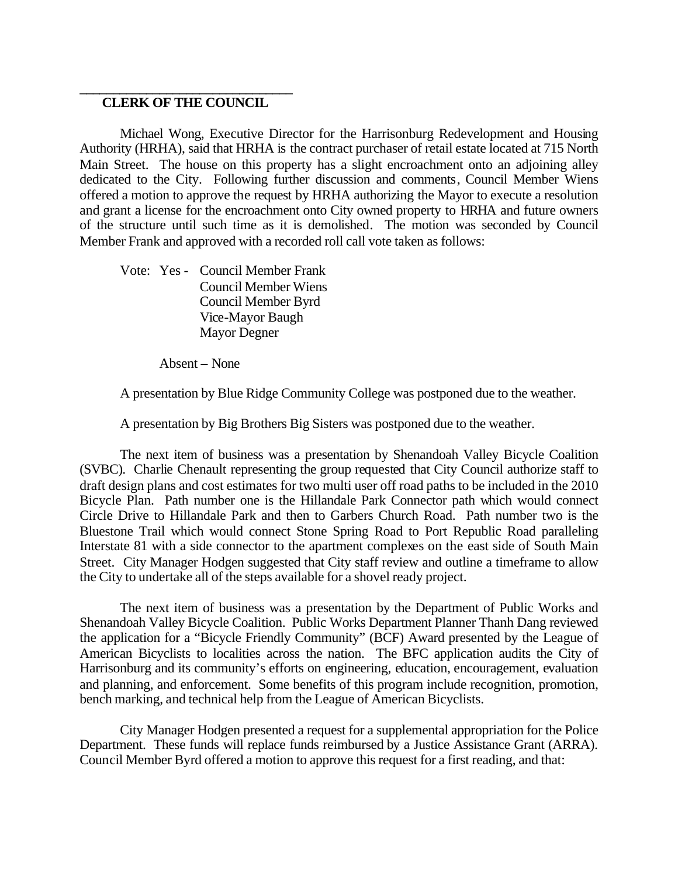\_\_\_\_\_\_\_\_\_\_\_\_\_\_\_\_\_\_\_\_\_\_\_\_\_\_\_\_\_\_

**CLERK OF THE COUNCIL**

Michael Wong, Executive Director for the Harrisonburg Redevelopment and Housing Authority (HRHA), said that HRHA is the contract purchaser of retail estate located at 715 North Main Street. The house on this property has a slight encroachment onto an adjoining alley dedicated to the City. Following further discussion and comments, Council Member Wiens offered a motion to approve the request by HRHA authorizing the Mayor to execute a resolution and grant a license for the encroachment onto City owned property to HRHA and future owners of the structure until such time as it is demolished. The motion was seconded by Council Member Frank and approved with a recorded roll call vote taken as follows:

Vote: Yes - Council Member Frank
Council Member Wiens
Council Member Byrd
Vice-Mayor Baugh
Mayor Degner

Absent – None

A presentation by Blue Ridge Community College was postponed due to the weather.

A presentation by Big Brothers Big Sisters was postponed due to the weather.

The next item of business was a presentation by Shenandoah Valley Bicycle Coalition (SVBC). Charlie Chenault representing the group requested that City Council authorize staff to draft design plans and cost estimates for two multi user off road paths to be included in the 2010 Bicycle Plan. Path number one is the Hillandale Park Connector path which would connect Circle Drive to Hillandale Park and then to Garbers Church Road. Path number two is the Bluestone Trail which would connect Stone Spring Road to Port Republic Road paralleling Interstate 81 with a side connector to the apartment complexes on the east side of South Main Street. City Manager Hodgen suggested that City staff review and outline a timeframe to allow the City to undertake all of the steps available for a shovel ready project.

The next item of business was a presentation by the Department of Public Works and Shenandoah Valley Bicycle Coalition. Public Works Department Planner Thanh Dang reviewed the application for a "Bicycle Friendly Community" (BCF) Award presented by the League of American Bicyclists to localities across the nation. The BFC application audits the City of Harrisonburg and its community's efforts on engineering, education, encouragement, evaluation and planning, and enforcement. Some benefits of this program include recognition, promotion, bench marking, and technical help from the League of American Bicyclists.

City Manager Hodgen presented a request for a supplemental appropriation for the Police Department. These funds will replace funds reimbursed by a Justice Assistance Grant (ARRA). Council Member Byrd offered a motion to approve this request for a first reading, and that: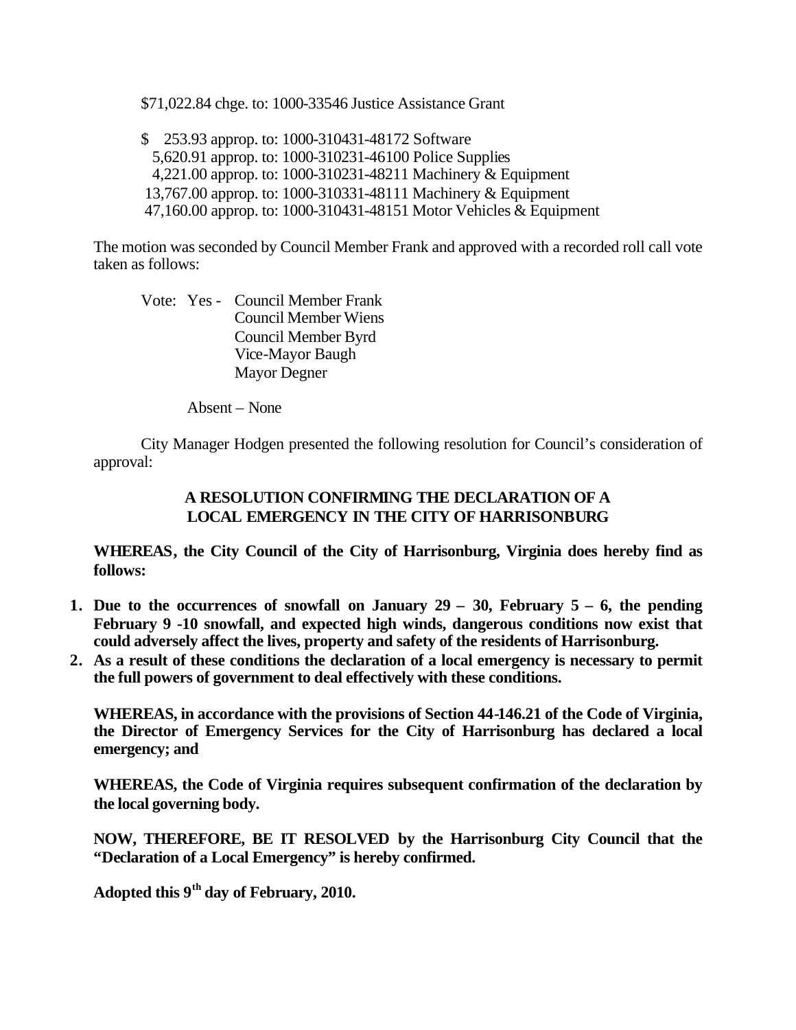$71,022.84 chge. to: 1000-33546 Justice Assistance Grant

$ 253.93 approp. to: 1000-310431-48172 Software
5,620.91 approp. to: 1000-310231-46100 Police Supplies
4,221.00 approp. to: 1000-310231-48211 Machinery & Equipment
13,767.00 approp. to: 1000-310331-48111 Machinery & Equipment
47,160.00 approp. to: 1000-310431-48151 Motor Vehicles & Equipment

The motion was seconded by Council Member Frank and approved with a recorded roll call vote taken as follows:

Vote: Yes - Council Member Frank
Council Member Wiens
Council Member Byrd
Vice-Mayor Baugh
Mayor Degner

Absent – None

City Manager Hodgen presented the following resolution for Council's consideration of approval:

**A RESOLUTION CONFIRMING THE DECLARATION OF A LOCAL EMERGENCY IN THE CITY OF HARRISONBURG**

**WHEREAS, the City Council of the City of Harrisonburg, Virginia does hereby find as follows:**

1. **Due to the occurrences of snowfall on January 29 – 30, February 5 – 6, the pending February 9 -10 snowfall, and expected high winds, dangerous conditions now exist that could adversely affect the lives, property and safety of the residents of Harrisonburg.**
2. **As a result of these conditions the declaration of a local emergency is necessary to permit the full powers of government to deal effectively with these conditions.**

**WHEREAS, in accordance with the provisions of Section 44-146.21 of the Code of Virginia, the Director of Emergency Services for the City of Harrisonburg has declared a local emergency; and**

**WHEREAS, the Code of Virginia requires subsequent confirmation of the declaration by the local governing body.**

**NOW, THEREFORE, BE IT RESOLVED by the Harrisonburg City Council that the "Declaration of a Local Emergency" is hereby confirmed.**

**Adopted this 9th day of February, 2010.**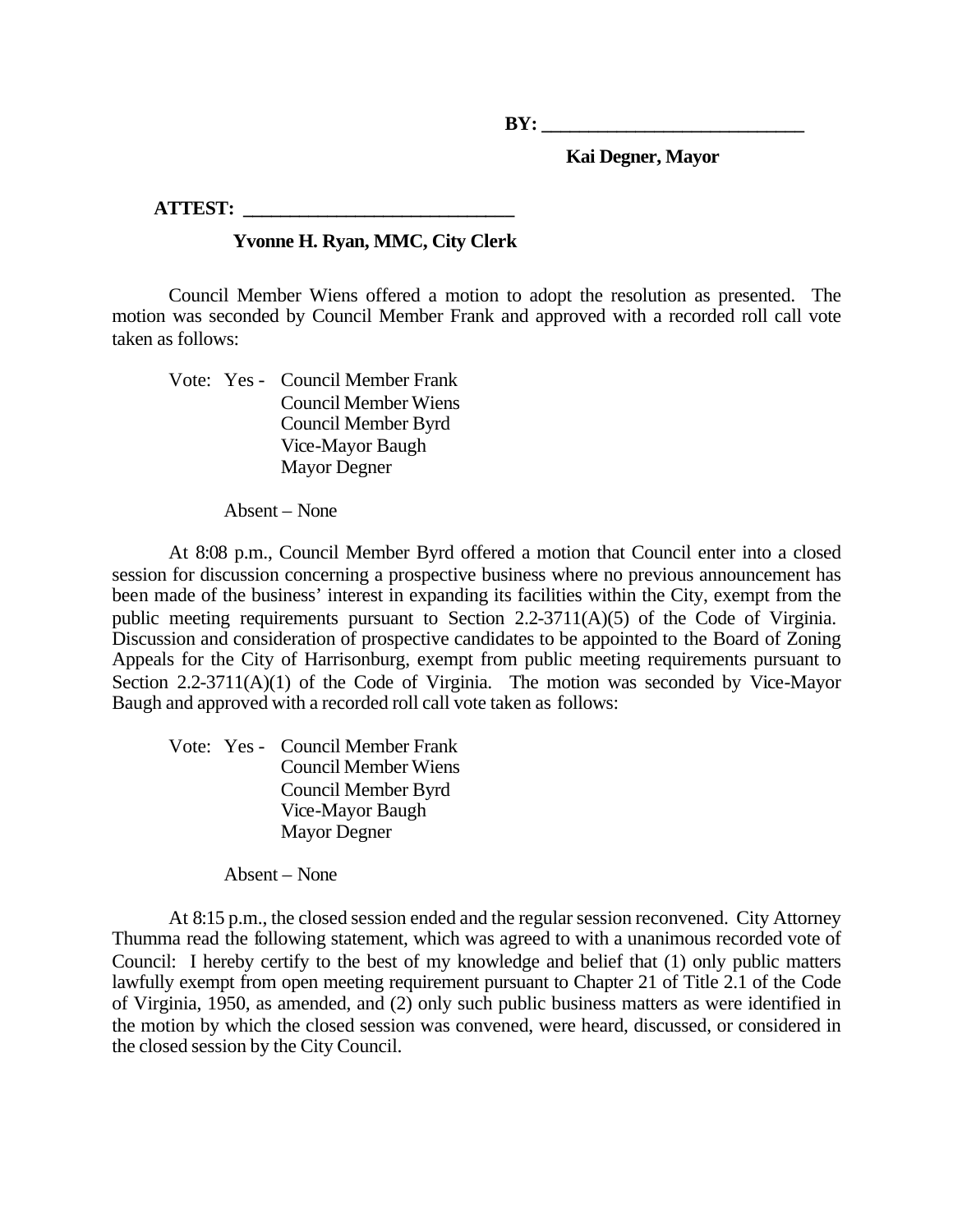**BY: ____________________________**

**Kai Degner, Mayor**

**ATTEST: ____________________________**

**Yvonne H. Ryan, MMC, City Clerk**

Council Member Wiens offered a motion to adopt the resolution as presented. The motion was seconded by Council Member Frank and approved with a recorded roll call vote taken as follows:

Vote: Yes - Council Member Frank
Council Member Wiens
Council Member Byrd
Vice-Mayor Baugh
Mayor Degner

Absent – None

At 8:08 p.m., Council Member Byrd offered a motion that Council enter into a closed session for discussion concerning a prospective business where no previous announcement has been made of the business' interest in expanding its facilities within the City, exempt from the public meeting requirements pursuant to Section 2.2-3711(A)(5) of the Code of Virginia. Discussion and consideration of prospective candidates to be appointed to the Board of Zoning Appeals for the City of Harrisonburg, exempt from public meeting requirements pursuant to Section 2.2-3711(A)(1) of the Code of Virginia. The motion was seconded by Vice-Mayor Baugh and approved with a recorded roll call vote taken as follows:

Vote: Yes - Council Member Frank
Council Member Wiens
Council Member Byrd
Vice-Mayor Baugh
Mayor Degner

Absent – None

At 8:15 p.m., the closed session ended and the regular session reconvened. City Attorney Thumma read the following statement, which was agreed to with a unanimous recorded vote of Council: I hereby certify to the best of my knowledge and belief that (1) only public matters lawfully exempt from open meeting requirement pursuant to Chapter 21 of Title 2.1 of the Code of Virginia, 1950, as amended, and (2) only such public business matters as were identified in the motion by which the closed session was convened, were heard, discussed, or considered in the closed session by the City Council.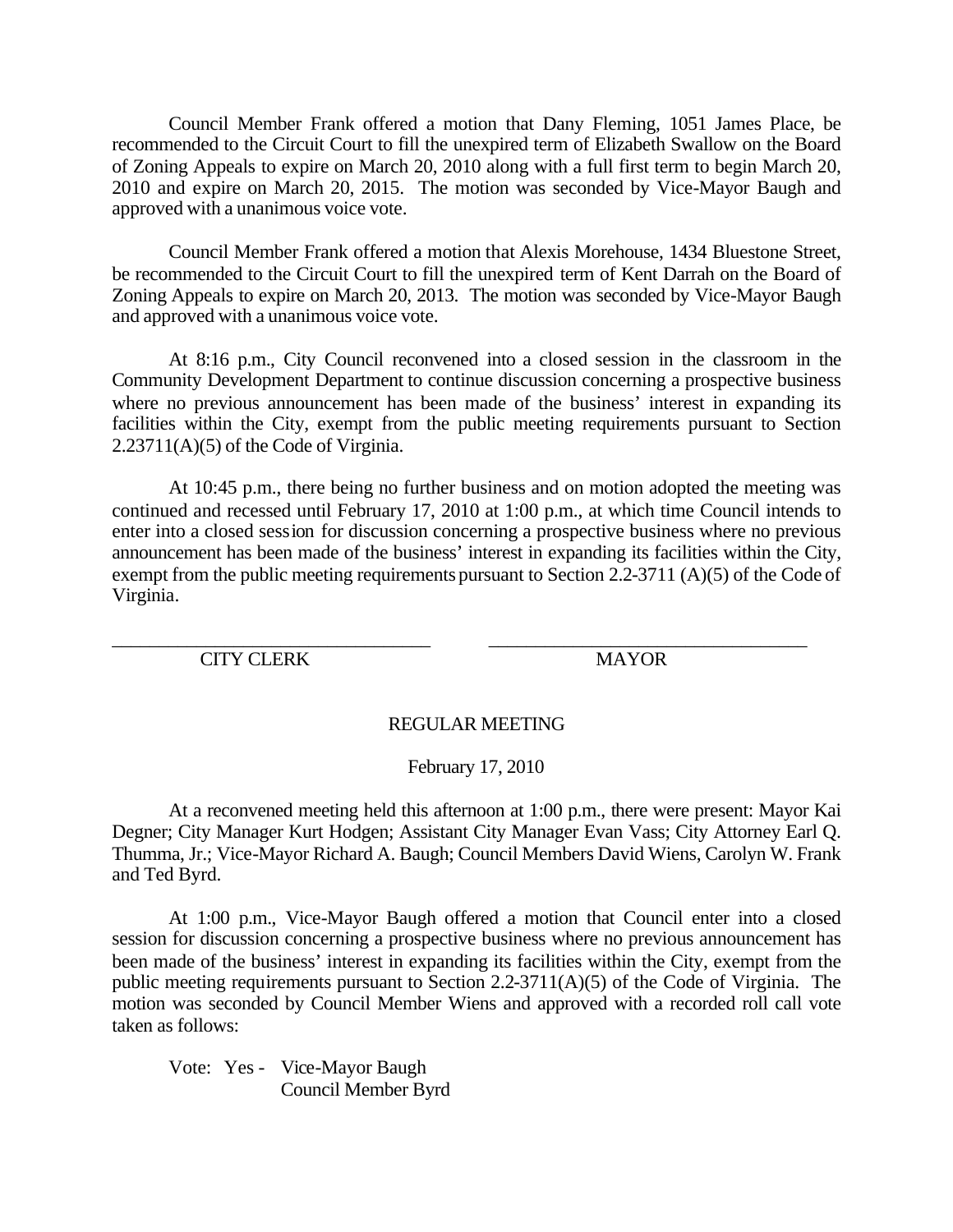Council Member Frank offered a motion that Dany Fleming, 1051 James Place, be recommended to the Circuit Court to fill the unexpired term of Elizabeth Swallow on the Board of Zoning Appeals to expire on March 20, 2010 along with a full first term to begin March 20, 2010 and expire on March 20, 2015. The motion was seconded by Vice-Mayor Baugh and approved with a unanimous voice vote.

Council Member Frank offered a motion that Alexis Morehouse, 1434 Bluestone Street, be recommended to the Circuit Court to fill the unexpired term of Kent Darrah on the Board of Zoning Appeals to expire on March 20, 2013. The motion was seconded by Vice-Mayor Baugh and approved with a unanimous voice vote.

At 8:16 p.m., City Council reconvened into a closed session in the classroom in the Community Development Department to continue discussion concerning a prospective business where no previous announcement has been made of the business' interest in expanding its facilities within the City, exempt from the public meeting requirements pursuant to Section 2.23711(A)(5) of the Code of Virginia.

At 10:45 p.m., there being no further business and on motion adopted the meeting was continued and recessed until February 17, 2010 at 1:00 p.m., at which time Council intends to enter into a closed session for discussion concerning a prospective business where no previous announcement has been made of the business' interest in expanding its facilities within the City, exempt from the public meeting requirements pursuant to Section 2.2-3711 (A)(5) of the Code of Virginia.

\_\_\_\_\_\_\_\_\_\_\_\_\_\_\_\_\_\_\_\_\_\_\_\_\_\_\_\_\_\_\_\_ \_\_\_\_\_\_\_\_\_\_\_\_\_\_\_\_\_\_\_\_\_\_\_\_\_\_\_\_\_\_\_\_

CITY CLERK MAYOR

REGULAR MEETING

February 17, 2010

At a reconvened meeting held this afternoon at 1:00 p.m., there were present: Mayor Kai Degner; City Manager Kurt Hodgen; Assistant City Manager Evan Vass; City Attorney Earl Q. Thumma, Jr.; Vice-Mayor Richard A. Baugh; Council Members David Wiens, Carolyn W. Frank and Ted Byrd.

At 1:00 p.m., Vice-Mayor Baugh offered a motion that Council enter into a closed session for discussion concerning a prospective business where no previous announcement has been made of the business' interest in expanding its facilities within the City, exempt from the public meeting requirements pursuant to Section 2.2-3711(A)(5) of the Code of Virginia. The motion was seconded by Council Member Wiens and approved with a recorded roll call vote taken as follows:

Vote: Yes - Vice-Mayor Baugh
Council Member Byrd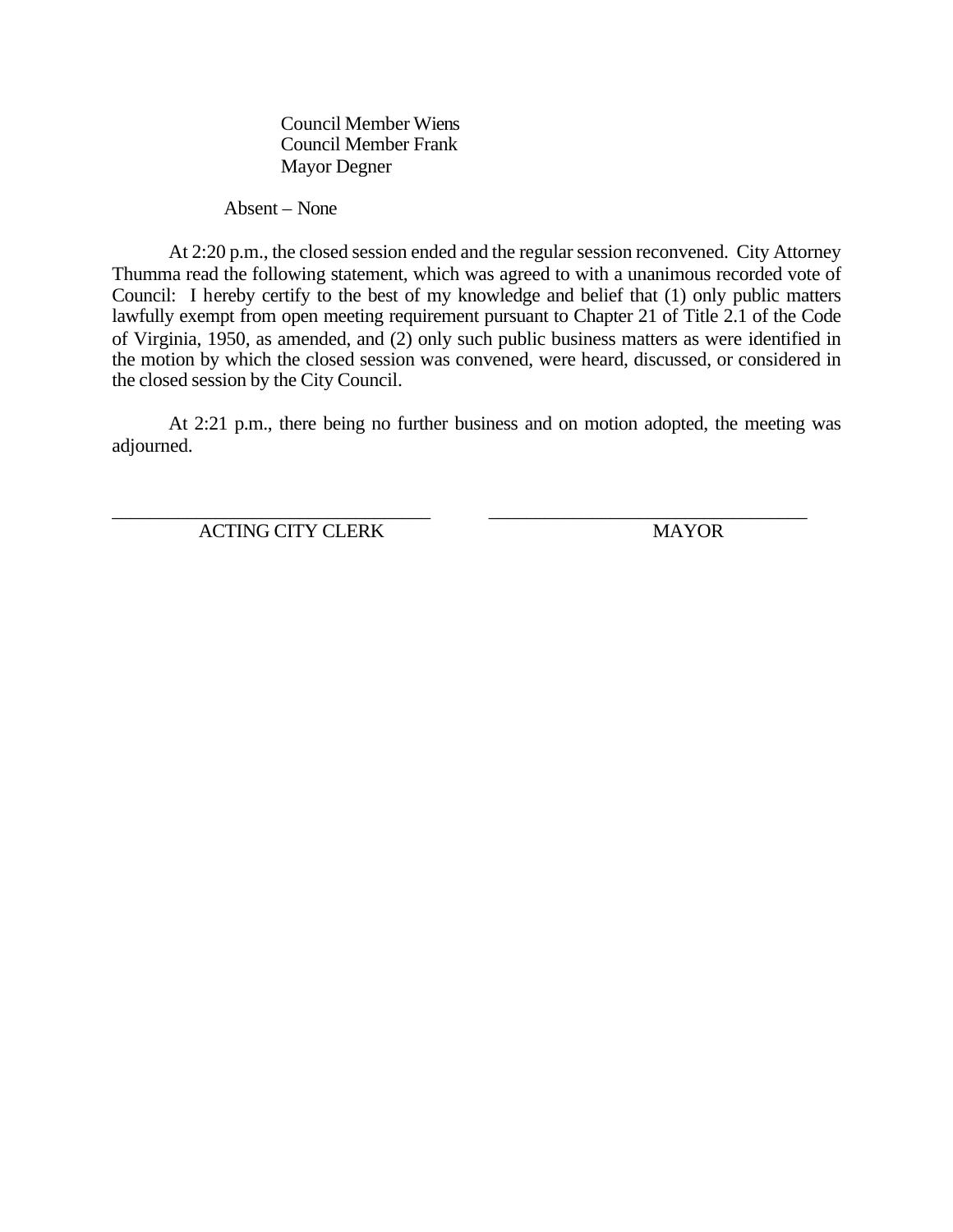Council Member Wiens  
Council Member Frank  
Mayor Degner

Absent – None

At 2:20 p.m., the closed session ended and the regular session reconvened. City Attorney Thumma read the following statement, which was agreed to with a unanimous recorded vote of Council: I hereby certify to the best of my knowledge and belief that (1) only public matters lawfully exempt from open meeting requirement pursuant to Chapter 21 of Title 2.1 of the Code of Virginia, 1950, as amended, and (2) only such public business matters as were identified in the motion by which the closed session was convened, were heard, discussed, or considered in the closed session by the City Council.

At 2:21 p.m., there being no further business and on motion adopted, the meeting was adjourned.

\_\_\_\_\_\_\_\_\_\_\_\_\_\_\_\_\_\_\_\_\_\_\_\_\_\_\_\_\_\_\_\_\_\_ ACTING CITY CLERK

\_\_\_\_\_\_\_\_\_\_\_\_\_\_\_\_\_\_\_\_\_\_\_\_\_\_\_\_\_\_\_\_\_\_ MAYOR